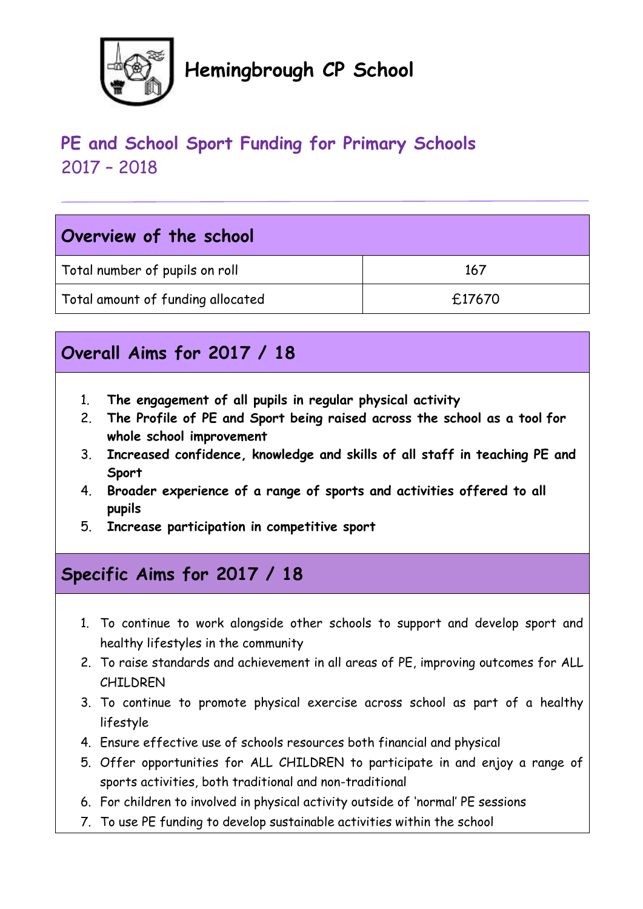# Hemingbrough CP School

## PE and School Sport Funding for Primary Schools
2017 – 2018

| Overview of the school | |
|---|---|
| Total number of pupils on roll | 167 |
| Total amount of funding allocated | £17670 |

## Overall Aims for 2017 / 18

1. **The engagement of all pupils in regular physical activity**
2. **The Profile of PE and Sport being raised across the school as a tool for whole school improvement**
3. **Increased confidence, knowledge and skills of all staff in teaching PE and Sport**
4. **Broader experience of a range of sports and activities offered to all pupils**
5. **Increase participation in competitive sport**

## Specific Aims for 2017 / 18

1. To continue to work alongside other schools to support and develop sport and healthy lifestyles in the community
2. To raise standards and achievement in all areas of PE, improving outcomes for ALL CHILDREN
3. To continue to promote physical exercise across school as part of a healthy lifestyle
4. Ensure effective use of schools resources both financial and physical
5. Offer opportunities for ALL CHILDREN to participate in and enjoy a range of sports activities, both traditional and non-traditional
6. For children to involved in physical activity outside of 'normal' PE sessions
7. To use PE funding to develop sustainable activities within the school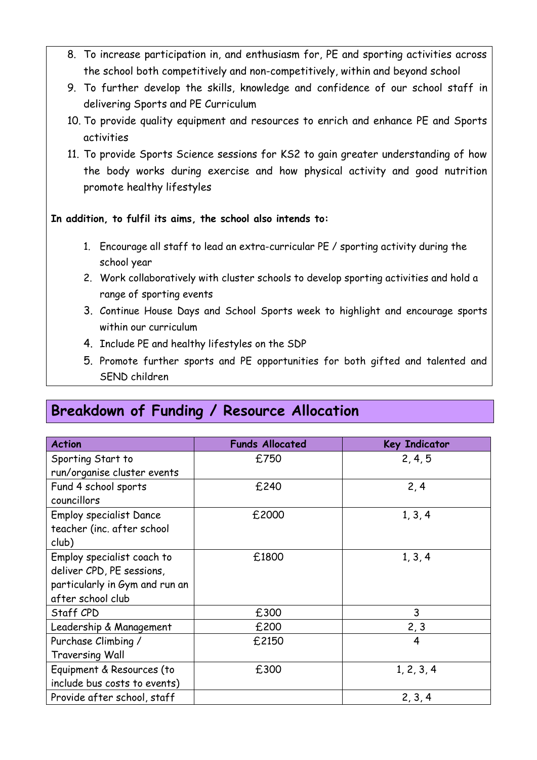8. To increase participation in, and enthusiasm for, PE and sporting activities across the school both competitively and non-competitively, within and beyond school
9. To further develop the skills, knowledge and confidence of our school staff in delivering Sports and PE Curriculum
10. To provide quality equipment and resources to enrich and enhance PE and Sports activities
11. To provide Sports Science sessions for KS2 to gain greater understanding of how the body works during exercise and how physical activity and good nutrition promote healthy lifestyles

**In addition, to fulfil its aims, the school also intends to:**

1. Encourage all staff to lead an extra-curricular PE / sporting activity during the school year
2. Work collaboratively with cluster schools to develop sporting activities and hold a range of sporting events
3. Continue House Days and School Sports week to highlight and encourage sports within our curriculum
4. Include PE and healthy lifestyles on the SDP
5. Promote further sports and PE opportunities for both gifted and talented and SEND children

## Breakdown of Funding / Resource Allocation

| Action | Funds Allocated | Key Indicator |
|---|---|---|
| Sporting Start to run/organise cluster events | £750 | 2, 4, 5 |
| Fund 4 school sports councillors | £240 | 2, 4 |
| Employ specialist Dance teacher (inc. after school club) | £2000 | 1, 3, 4 |
| Employ specialist coach to deliver CPD, PE sessions, particularly in Gym and run an after school club | £1800 | 1, 3, 4 |
| Staff CPD | £300 | 3 |
| Leadership & Management | £200 | 2, 3 |
| Purchase Climbing / Traversing Wall | £2150 | 4 |
| Equipment & Resources (to include bus costs to events) | £300 | 1, 2, 3, 4 |
| Provide after school, staff | | 2, 3, 4 |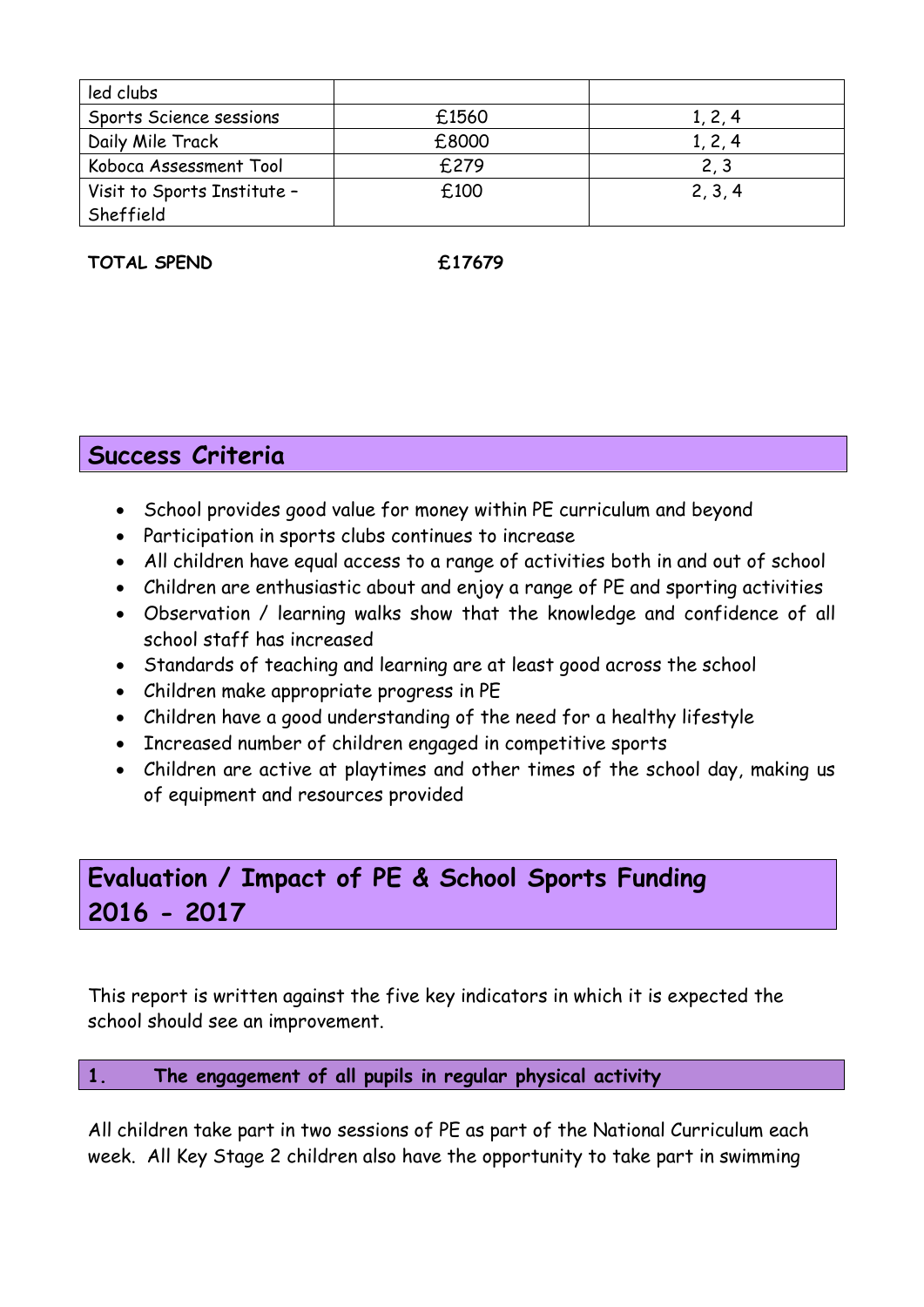| led clubs | | |
|---|---|---|
| Sports Science sessions | £1560 | 1, 2, 4 |
| Daily Mile Track | £8000 | 1, 2, 4 |
| Koboca Assessment Tool | £279 | 2, 3 |
| Visit to Sports Institute – Sheffield | £100 | 2, 3, 4 |

**TOTAL SPEND** **£17679**

## Success Criteria

- School provides good value for money within PE curriculum and beyond
- Participation in sports clubs continues to increase
- All children have equal access to a range of activities both in and out of school
- Children are enthusiastic about and enjoy a range of PE and sporting activities
- Observation / learning walks show that the knowledge and confidence of all school staff has increased
- Standards of teaching and learning are at least good across the school
- Children make appropriate progress in PE
- Children have a good understanding of the need for a healthy lifestyle
- Increased number of children engaged in competitive sports
- Children are active at playtimes and other times of the school day, making us of equipment and resources provided

## Evaluation / Impact of PE & School Sports Funding 2016 - 2017

This report is written against the five key indicators in which it is expected the school should see an improvement.

### 1. The engagement of all pupils in regular physical activity

All children take part in two sessions of PE as part of the National Curriculum each week. All Key Stage 2 children also have the opportunity to take part in swimming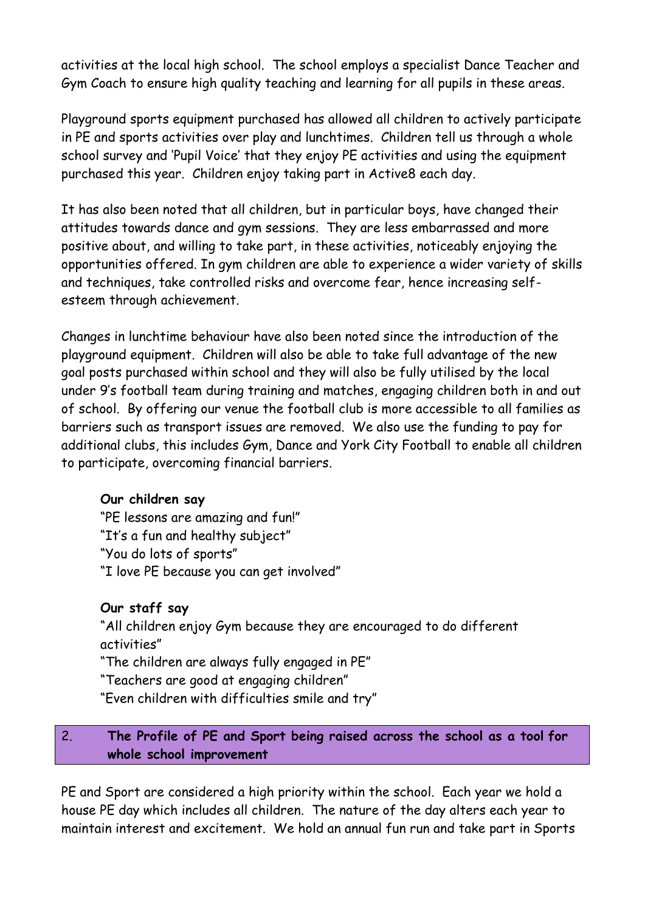activities at the local high school. The school employs a specialist Dance Teacher and Gym Coach to ensure high quality teaching and learning for all pupils in these areas.

Playground sports equipment purchased has allowed all children to actively participate in PE and sports activities over play and lunchtimes. Children tell us through a whole school survey and 'Pupil Voice' that they enjoy PE activities and using the equipment purchased this year. Children enjoy taking part in Active8 each day.

It has also been noted that all children, but in particular boys, have changed their attitudes towards dance and gym sessions. They are less embarrassed and more positive about, and willing to take part, in these activities, noticeably enjoying the opportunities offered. In gym children are able to experience a wider variety of skills and techniques, take controlled risks and overcome fear, hence increasing self-esteem through achievement.

Changes in lunchtime behaviour have also been noted since the introduction of the playground equipment. Children will also be able to take full advantage of the new goal posts purchased within school and they will also be fully utilised by the local under 9's football team during training and matches, engaging children both in and out of school. By offering our venue the football club is more accessible to all families as barriers such as transport issues are removed. We also use the funding to pay for additional clubs, this includes Gym, Dance and York City Football to enable all children to participate, overcoming financial barriers.

**Our children say**

"PE lessons are amazing and fun!"
"It's a fun and healthy subject"
"You do lots of sports"
"I love PE because you can get involved"

**Our staff say**

"All children enjoy Gym because they are encouraged to do different activities"
"The children are always fully engaged in PE"
"Teachers are good at engaging children"
"Even children with difficulties smile and try"

## 2. The Profile of PE and Sport being raised across the school as a tool for whole school improvement

PE and Sport are considered a high priority within the school. Each year we hold a house PE day which includes all children. The nature of the day alters each year to maintain interest and excitement. We hold an annual fun run and take part in Sports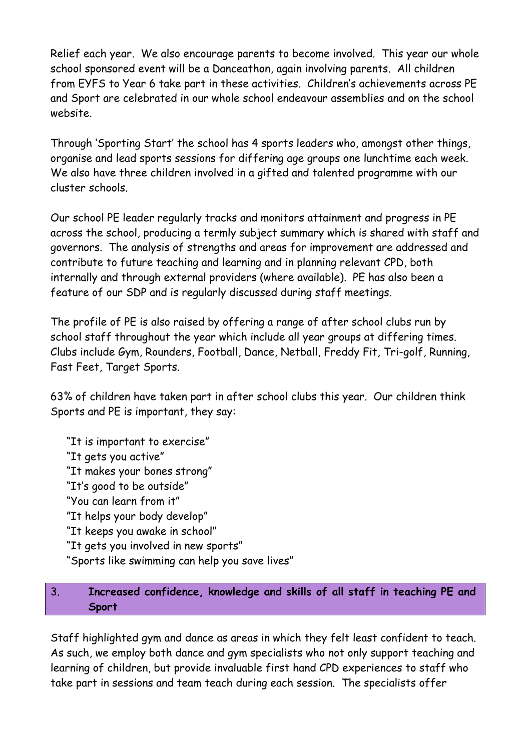Relief each year. We also encourage parents to become involved. This year our whole school sponsored event will be a Danceathon, again involving parents. All children from EYFS to Year 6 take part in these activities. Children's achievements across PE and Sport are celebrated in our whole school endeavour assemblies and on the school website.

Through 'Sporting Start' the school has 4 sports leaders who, amongst other things, organise and lead sports sessions for differing age groups one lunchtime each week. We also have three children involved in a gifted and talented programme with our cluster schools.

Our school PE leader regularly tracks and monitors attainment and progress in PE across the school, producing a termly subject summary which is shared with staff and governors. The analysis of strengths and areas for improvement are addressed and contribute to future teaching and learning and in planning relevant CPD, both internally and through external providers (where available). PE has also been a feature of our SDP and is regularly discussed during staff meetings.

The profile of PE is also raised by offering a range of after school clubs run by school staff throughout the year which include all year groups at differing times. Clubs include Gym, Rounders, Football, Dance, Netball, Freddy Fit, Tri-golf, Running, Fast Feet, Target Sports.

63% of children have taken part in after school clubs this year. Our children think Sports and PE is important, they say:

"It is important to exercise"
"It gets you active"
"It makes your bones strong"
"It's good to be outside"
"You can learn from it"
"It helps your body develop"
"It keeps you awake in school"
"It gets you involved in new sports"
"Sports like swimming can help you save lives"

## 3. Increased confidence, knowledge and skills of all staff in teaching PE and Sport

Staff highlighted gym and dance as areas in which they felt least confident to teach. As such, we employ both dance and gym specialists who not only support teaching and learning of children, but provide invaluable first hand CPD experiences to staff who take part in sessions and team teach during each session. The specialists offer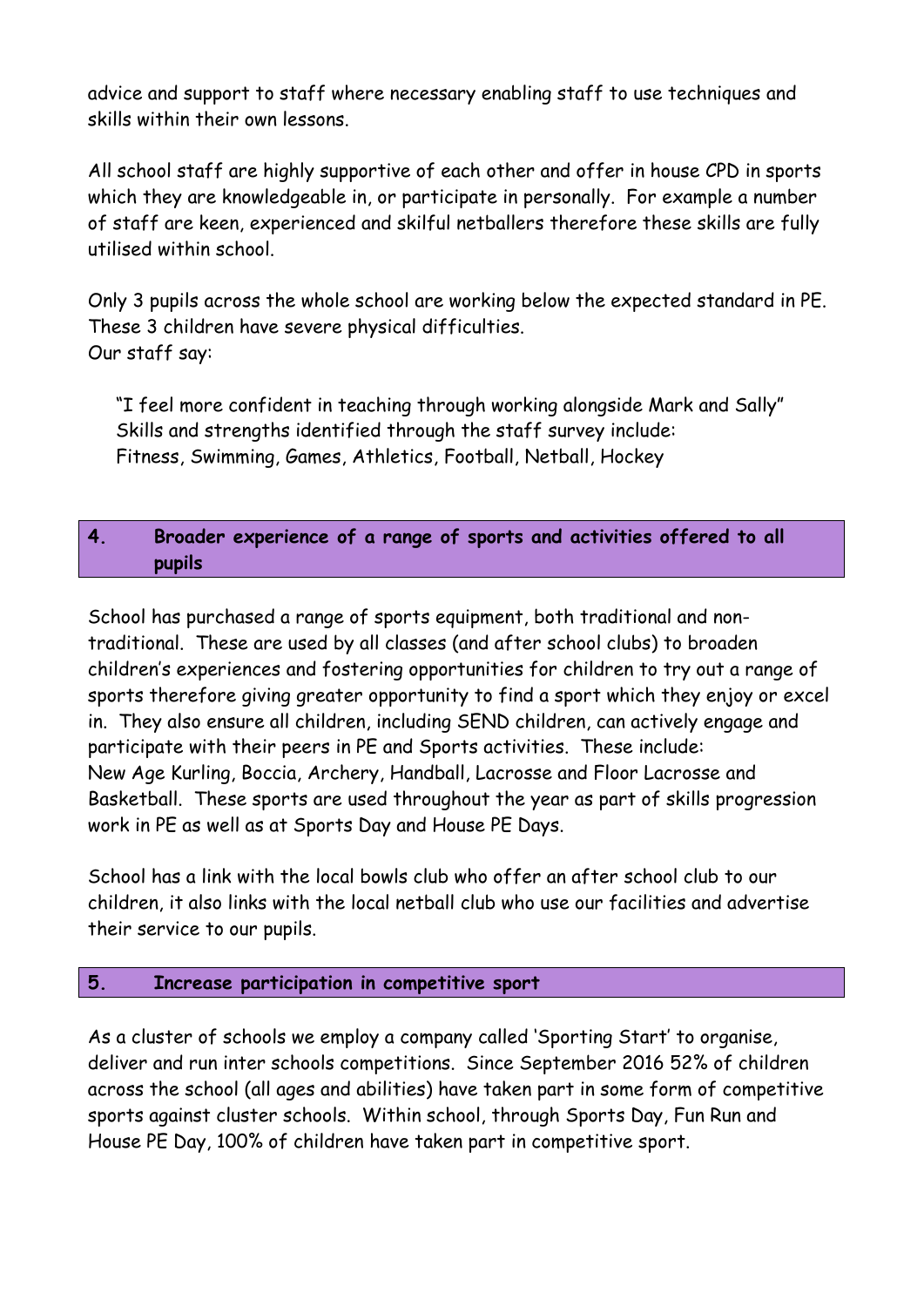advice and support to staff where necessary enabling staff to use techniques and skills within their own lessons.

All school staff are highly supportive of each other and offer in house CPD in sports which they are knowledgeable in, or participate in personally. For example a number of staff are keen, experienced and skilful netballers therefore these skills are fully utilised within school.

Only 3 pupils across the whole school are working below the expected standard in PE. These 3 children have severe physical difficulties.
Our staff say:

> "I feel more confident in teaching through working alongside Mark and Sally"
> Skills and strengths identified through the staff survey include:
> Fitness, Swimming, Games, Athletics, Football, Netball, Hockey

## 4. Broader experience of a range of sports and activities offered to all pupils

School has purchased a range of sports equipment, both traditional and non-traditional. These are used by all classes (and after school clubs) to broaden children's experiences and fostering opportunities for children to try out a range of sports therefore giving greater opportunity to find a sport which they enjoy or excel in. They also ensure all children, including SEND children, can actively engage and participate with their peers in PE and Sports activities. These include:
New Age Kurling, Boccia, Archery, Handball, Lacrosse and Floor Lacrosse and Basketball. These sports are used throughout the year as part of skills progression work in PE as well as at Sports Day and House PE Days.

School has a link with the local bowls club who offer an after school club to our children, it also links with the local netball club who use our facilities and advertise their service to our pupils.

## 5. Increase participation in competitive sport

As a cluster of schools we employ a company called 'Sporting Start' to organise, deliver and run inter schools competitions. Since September 2016 52% of children across the school (all ages and abilities) have taken part in some form of competitive sports against cluster schools. Within school, through Sports Day, Fun Run and House PE Day, 100% of children have taken part in competitive sport.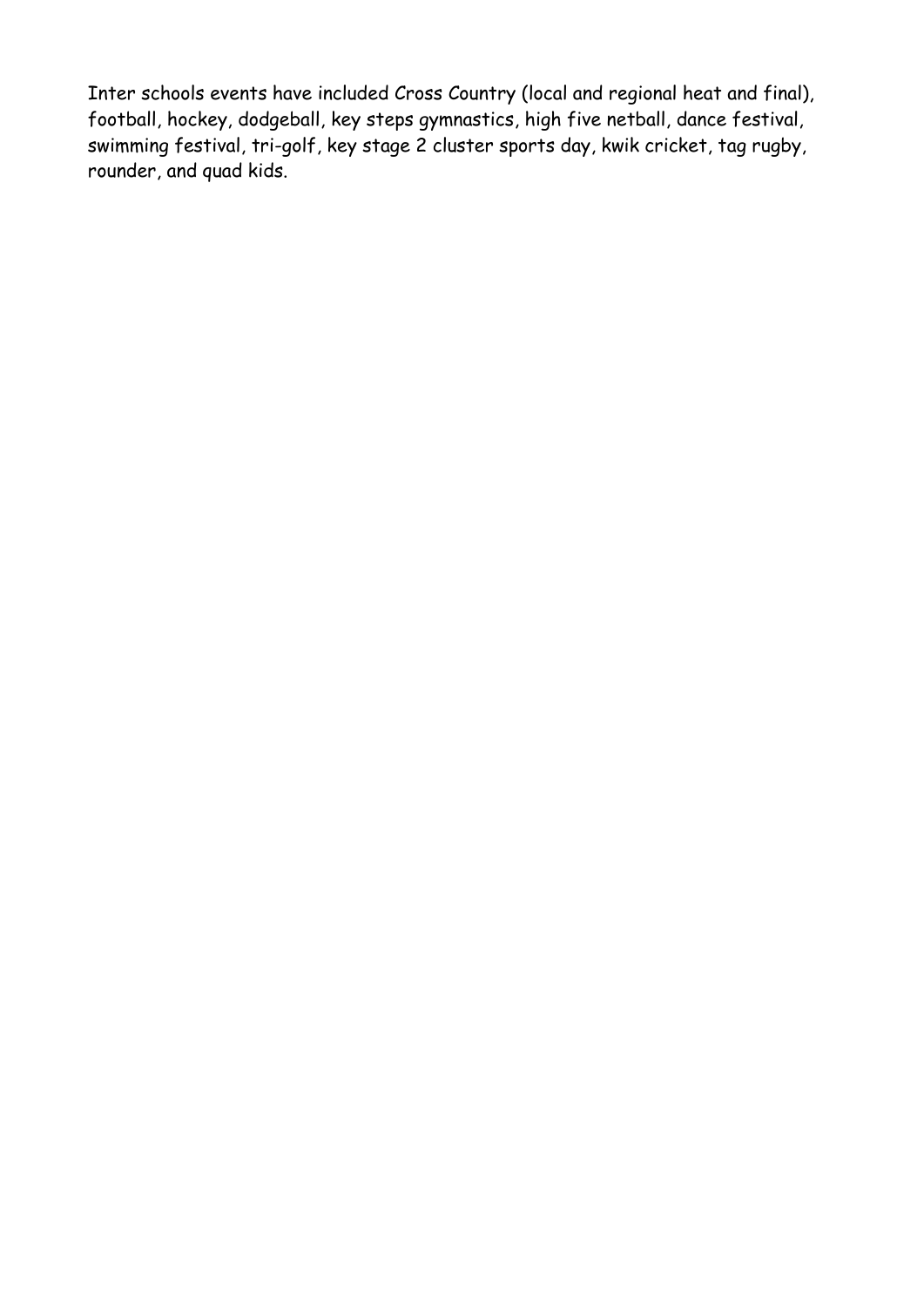Inter schools events have included Cross Country (local and regional heat and final), football, hockey, dodgeball, key steps gymnastics, high five netball, dance festival, swimming festival, tri-golf, key stage 2 cluster sports day, kwik cricket, tag rugby, rounder, and quad kids.